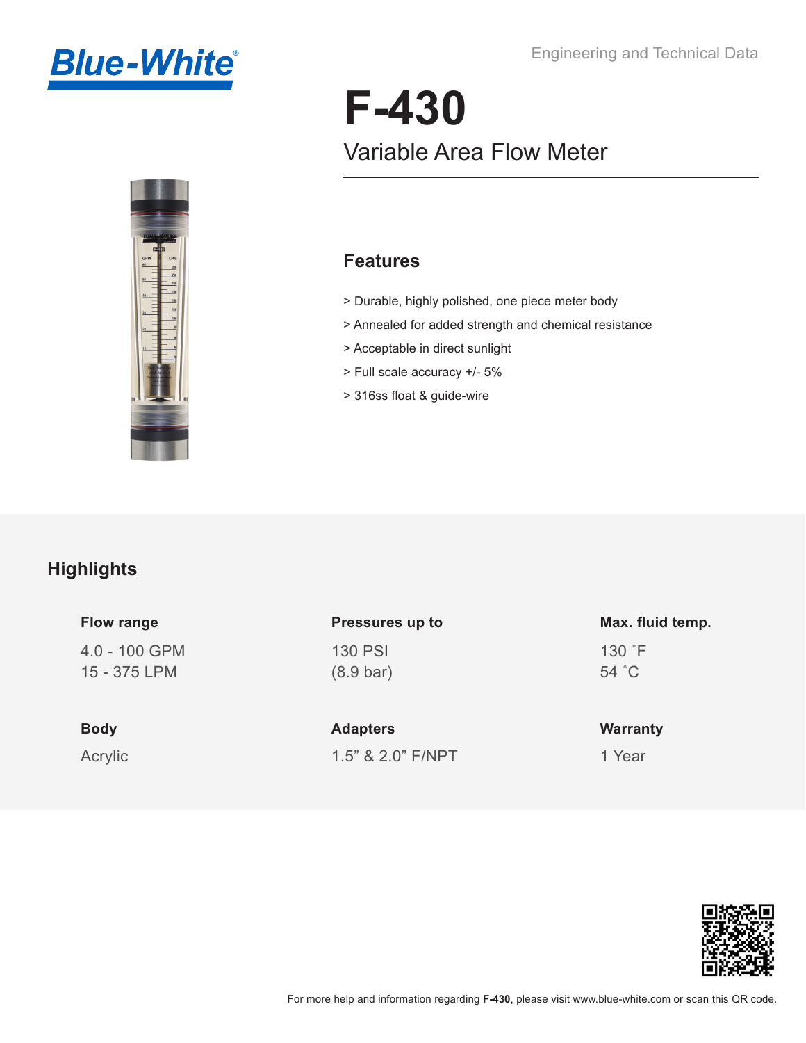Blue-White®

Engineering and Technical Data

# F-430

## Variable Area Flow Meter

### Features

> Durable, highly polished, one piece meter body

> Annealed for added strength and chemical resistance

> Acceptable in direct sunlight

> Full scale accuracy +/- 5%

> 316ss float & guide-wire

## Highlights

**Flow range**

4.0 - 100 GPM
15 - 375 LPM

**Pressures up to**

130 PSI
(8.9 bar)

**Max. fluid temp.**

130 ˚F
54 ˚C

**Body**

Acrylic

**Adapters**

1.5” & 2.0” F/NPT

**Warranty**

1 Year

For more help and information regarding **F-430**, please visit www.blue-white.com or scan this QR code.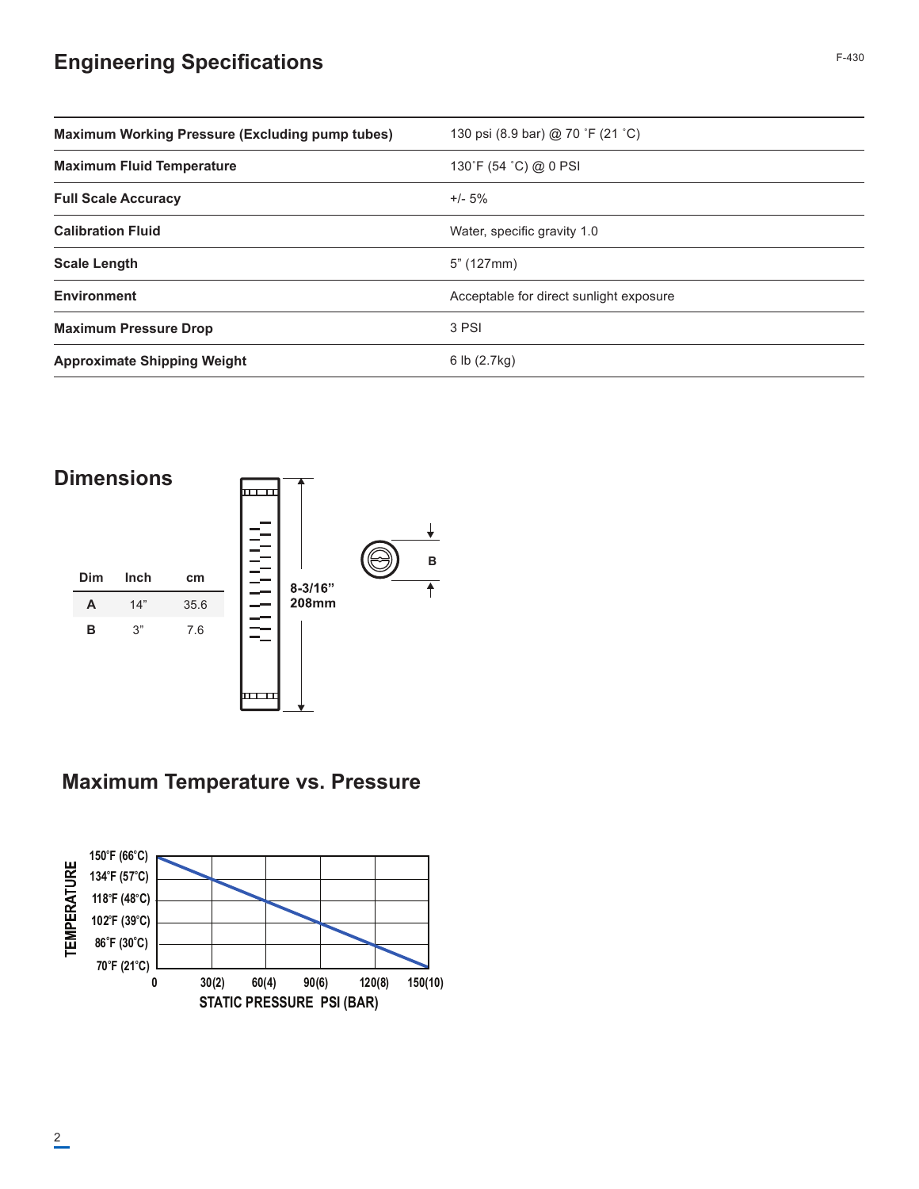## Engineering Specifications

| | |
|---|---|
| **Maximum Working Pressure (Excluding pump tubes)** | 130 psi (8.9 bar) @ 70 ˚F (21 ˚C) |
| **Maximum Fluid Temperature** | 130˚F (54 ˚C) @ 0 PSI |
| **Full Scale Accuracy** | +/- 5% |
| **Calibration Fluid** | Water, specific gravity 1.0 |
| **Scale Length** | 5" (127mm) |
| **Environment** | Acceptable for direct sunlight exposure |
| **Maximum Pressure Drop** | 3 PSI |
| **Approximate Shipping Weight** | 6 lb (2.7kg) |

## Dimensions

| Dim | Inch | cm |
|---|---|---|
| **A** | 14" | 35.6 |
| **B** | 3" | 7.6 |

8-3/16"
208mm

B

## Maximum Temperature vs. Pressure

TEMPERATURE: 150˚F (66˚C), 134˚F (57˚C), 118˚F (48˚C), 102˚F (39˚C), 86˚F (30˚C), 70˚F (21˚C)

STATIC PRESSURE PSI (BAR): 0, 30(2), 60(4), 90(6), 120(8), 150(10)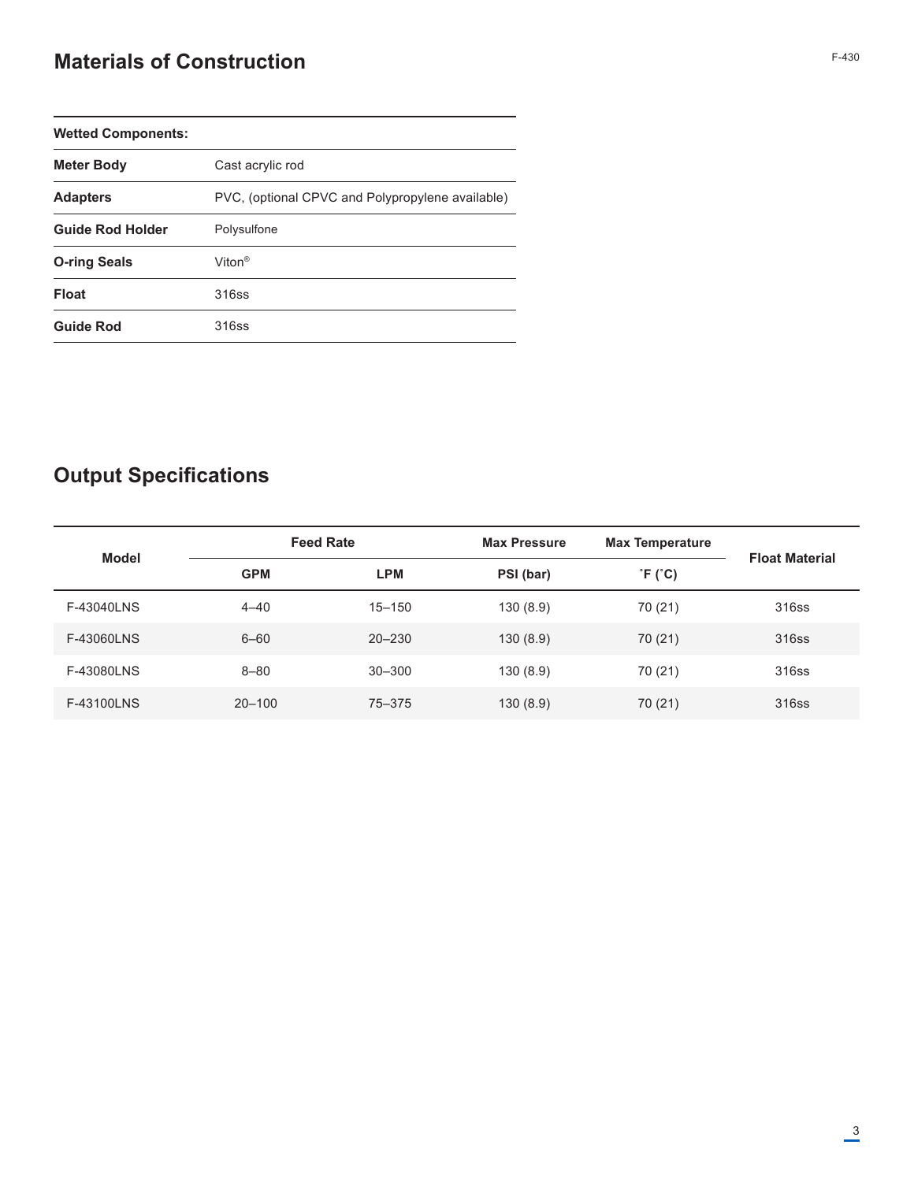## Materials of Construction

| Wetted Components: | |
|---|---|
| **Meter Body** | Cast acrylic rod |
| **Adapters** | PVC, (optional CPVC and Polypropylene available) |
| **Guide Rod Holder** | Polysulfone |
| **O-ring Seals** | Viton® |
| **Float** | 316ss |
| **Guide Rod** | 316ss |

## Output Specifications

| Model | Feed Rate | | Max Pressure | Max Temperature | Float Material |
|---|---|---|---|---|---|
| | GPM | LPM | PSI (bar) | ˚F (˚C) | |
| F-43040LNS | 4–40 | 15–150 | 130 (8.9) | 70 (21) | 316ss |
| F-43060LNS | 6–60 | 20–230 | 130 (8.9) | 70 (21) | 316ss |
| F-43080LNS | 8–80 | 30–300 | 130 (8.9) | 70 (21) | 316ss |
| F-43100LNS | 20–100 | 75–375 | 130 (8.9) | 70 (21) | 316ss |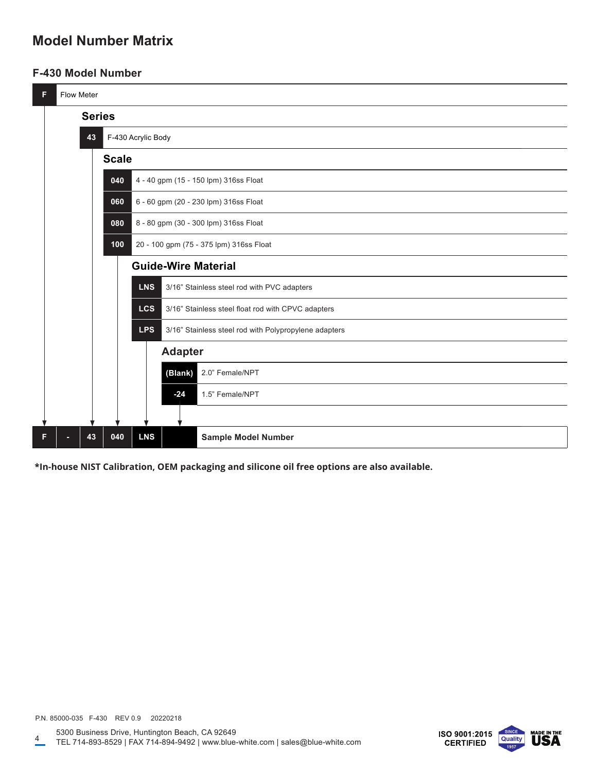# Model Number Matrix

## F-430 Model Number

| | |
|---|---|
| **F** | Flow Meter |

### Series

| | |
|---|---|
| **43** | F-430 Acrylic Body |

### Scale

| | |
|---|---|
| **040** | 4 - 40 gpm (15 - 150 lpm) 316ss Float |
| **060** | 6 - 60 gpm (20 - 230 lpm) 316ss Float |
| **080** | 8 - 80 gpm (30 - 300 lpm) 316ss Float |
| **100** | 20 - 100 gpm (75 - 375 lpm) 316ss Float |

### Guide-Wire Material

| | |
|---|---|
| **LNS** | 3/16" Stainless steel rod with PVC adapters |
| **LCS** | 3/16" Stainless steel float rod with CPVC adapters |
| **LPS** | 3/16" Stainless steel rod with Polypropylene adapters |

### Adapter

| | |
|---|---|
| **(Blank)** | 2.0" Female/NPT |
| **-24** | 1.5" Female/NPT |

| | | | | | | |
|---|---|---|---|---|---|---|
| F | - | 43 | 040 | LNS | | **Sample Model Number** |

**\*In-house NIST Calibration, OEM packaging and silicone oil free options are also available.**

P.N. 85000-035 F-430 REV 0.9 20220218

5300 Business Drive, Huntington Beach, CA 92649
TEL 714-893-8529 | FAX 714-894-9492 | www.blue-white.com | sales@blue-white.com

ISO 9001:2015 CERTIFIED

SINCE Quality 1957

MADE IN THE USA